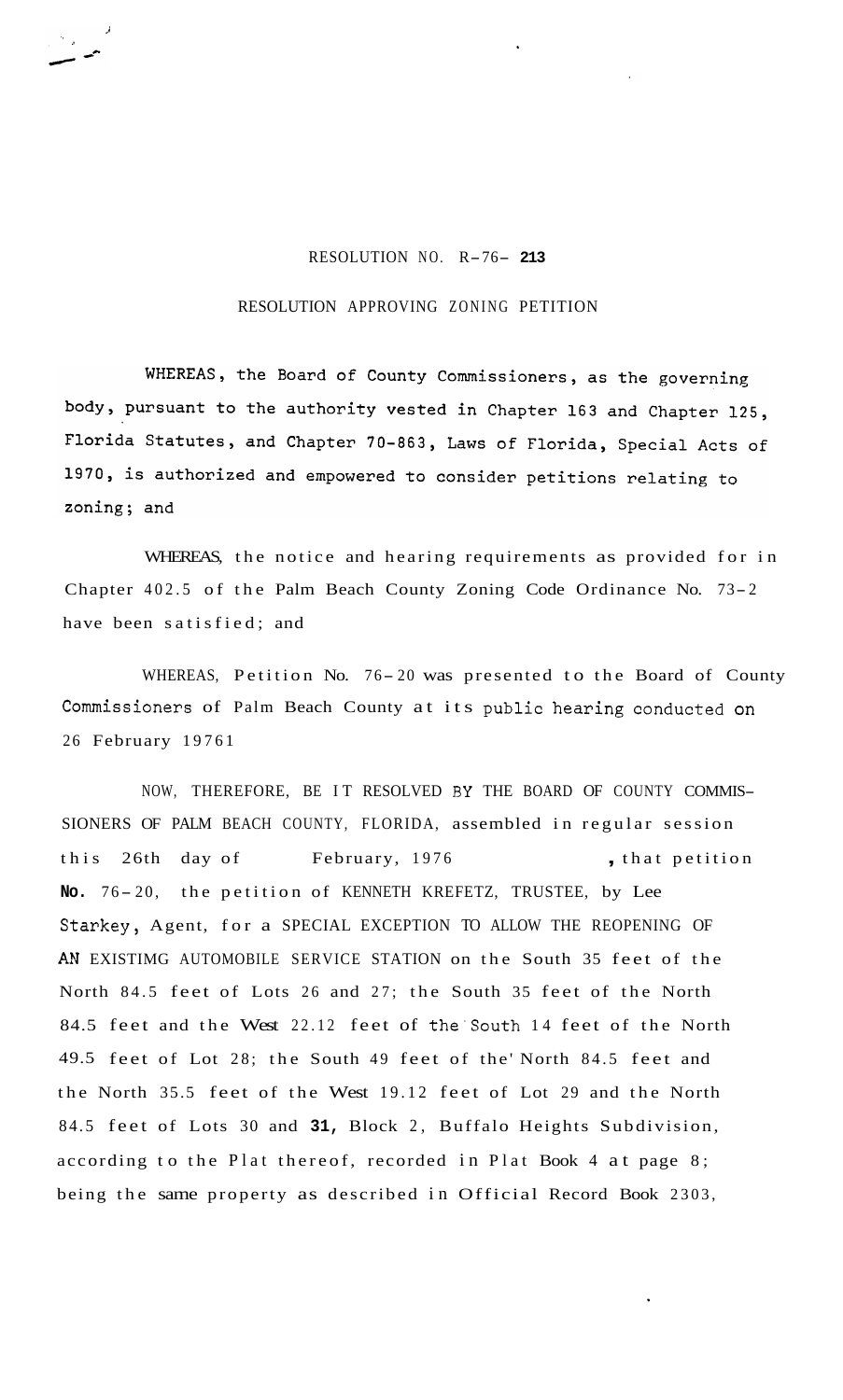RESOLUTION NO. R-76- **213**

RESOLUTION APPROVING ZONING PETITION

WHEREAS, the Board of County Commissioners, as the governing body, pursuant to the authority vested in Chapter 163 and Chapter 125, Florida Statutes, and Chapter 70-863, Laws of Florida, Special Acts of 1970, is authorized and empowered to consider petitions relating to zoning; and

WHEREAS, the notice and hearing requirements as provided for in Chapter 402.5 of the Palm Beach County Zoning Code Ordinance No. 73-2 have been satisfied; and

WHEREAS, Petition No. 76-20 was presented to the Board of County Commissioners of Palm Beach County at its public hearing conducted on 26 February 19761

NOW, THEREFORE, BE IT RESOLVED BY THE BOARD OF COUNTY COMMISSIONERS OF PALM BEACH COUNTY, FLORIDA, assembled in regular session this 26th day of February, 1976, that petition **No.** 76-20, the petition of KENNETH KREFETZ, TRUSTEE, by Lee Starkey, Agent, for a SPECIAL EXCEPTION TO ALLOW THE REOPENING OF AN EXISTIMG AUTOMOBILE SERVICE STATION on the South 35 feet of the North 84.5 feet of Lots 26 and 27; the South 35 feet of the North 84.5 feet and the West 22.12 feet of the South 14 feet of the North 49.5 feet of Lot 28; the South 49 feet of the' North 84.5 feet and the North 35.5 feet of the West 19.12 feet of Lot 29 and the North 84.5 feet of Lots 30 and **31,** Block 2, Buffalo Heights Subdivision, according to the Plat thereof, recorded in Plat Book 4 at page 8; being the same property as described in Official Record Book 2303,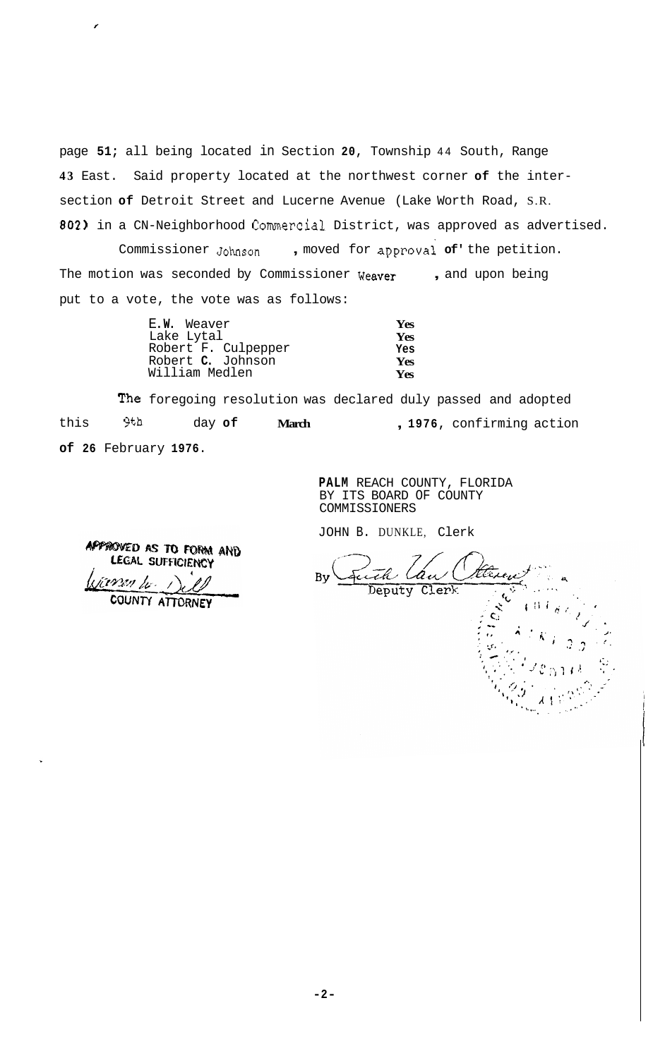page 51; all being located in Section 20, Township 44 South, Range 43 East. Said property located at the northwest corner of the intersection of Detroit Street and Lucerne Avenue (Lake Worth Road, S.R. 802) in a CN-Neighborhood Commercial District, was approved as advertised.

Commissioner Johnson, moved for approval of the petition. The motion was seconded by Commissioner Weaver, and upon being put to a vote, the vote was as follows:

| | |
|---|---|
| E.W. Weaver | Yes |
| Lake Lytal | Yes |
| Robert F. Culpepper | Yes |
| Robert C. Johnson | Yes |
| William Medlen | Yes |

The foregoing resolution was declared duly passed and adopted this 9th day of March, 1976, confirming action of 26 February 1976.

PALM REACH COUNTY, FLORIDA
BY ITS BOARD OF COUNTY
COMMISSIONERS

JOHN B. DUNKLE, Clerk

By Deputy Clerk

APPROVED AS TO FORM AND
LEGAL SUFFICIENCY

COUNTY ATTORNEY